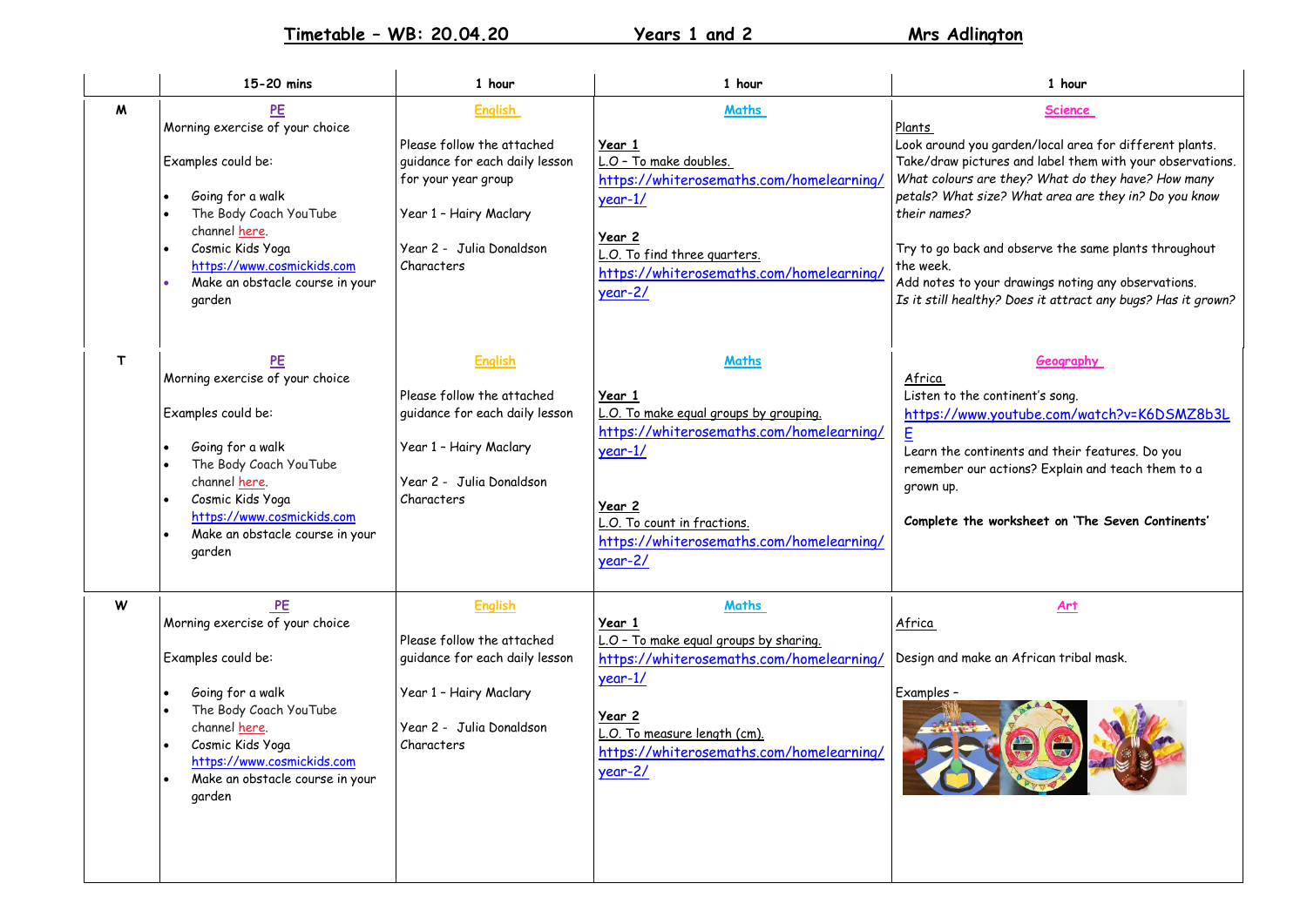**Timetable – WB: 20.04.20** **Years 1 and 2** **Mrs Adlington**

| | 15-20 mins | 1 hour | 1 hour | 1 hour |
|---|---|---|---|---|
| **M** | PE<br>Morning exercise of your choice<br><br>Examples could be:<br>• Going for a walk<br>• The Body Coach YouTube channel here.<br>• Cosmic Kids Yoga https://www.cosmickids.com<br>• Make an obstacle course in your garden | English<br><br>Please follow the attached guidance for each daily lesson for your year group<br><br>Year 1 – Hairy Maclary<br><br>Year 2 - Julia Donaldson Characters | Maths<br><br>**Year 1**<br>L.O – To make doubles.<br>https://whiterosemaths.com/homelearning/year-1/<br><br>**Year 2**<br>L.O. To find three quarters.<br>https://whiterosemaths.com/homelearning/year-2/ | Science<br>Plants<br>Look around you garden/local area for different plants. Take/draw pictures and label them with your observations. *What colours are they? What do they have? How many petals? What size? What area are they in? Do you know their names?*<br><br>Try to go back and observe the same plants throughout the week.<br>Add notes to your drawings noting any observations.<br>*Is it still healthy? Does it attract any bugs? Has it grown?* |
| **T** | PE<br>Morning exercise of your choice<br><br>Examples could be:<br>• Going for a walk<br>• The Body Coach YouTube channel here.<br>• Cosmic Kids Yoga https://www.cosmickids.com<br>• Make an obstacle course in your garden | English<br><br>Please follow the attached guidance for each daily lesson<br><br>Year 1 – Hairy Maclary<br><br>Year 2 - Julia Donaldson Characters | Maths<br><br>**Year 1**<br>L.O. To make equal groups by grouping.<br>https://whiterosemaths.com/homelearning/year-1/<br><br>**Year 2**<br>L.O. To count in fractions.<br>https://whiterosemaths.com/homelearning/year-2/ | Geography<br>Africa<br>Listen to the continent's song.<br>https://www.youtube.com/watch?v=K6DSMZ8b3LE<br>Learn the continents and their features. Do you remember our actions? Explain and teach them to a grown up.<br><br>**Complete the worksheet on 'The Seven Continents'** |
| **W** | PE<br>Morning exercise of your choice<br><br>Examples could be:<br>• Going for a walk<br>• The Body Coach YouTube channel here.<br>• Cosmic Kids Yoga https://www.cosmickids.com<br>• Make an obstacle course in your garden | English<br><br>Please follow the attached guidance for each daily lesson<br><br>Year 1 – Hairy Maclary<br><br>Year 2 - Julia Donaldson Characters | Maths<br>**Year 1**<br>L.O – To make equal groups by sharing.<br>https://whiterosemaths.com/homelearning/year-1/<br><br>**Year 2**<br>L.O. To measure length (cm).<br>https://whiterosemaths.com/homelearning/year-2/ | Art<br>Africa<br><br>Design and make an African tribal mask.<br><br>Examples – |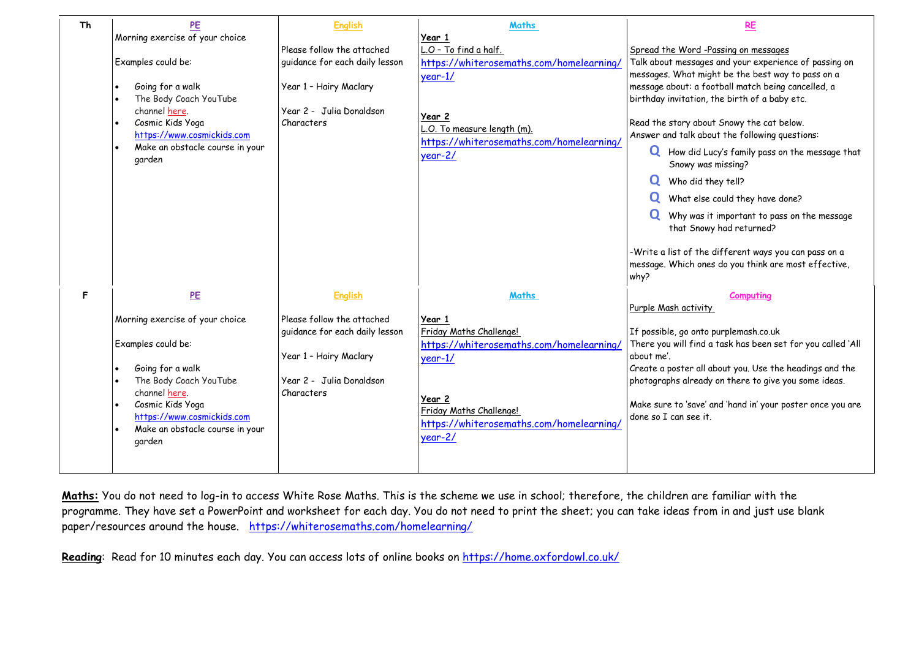| | PE | English | Maths | RE |
|---|---|---|---|---|
| Th | Morning exercise of your choice<br><br>Examples could be:<br><br>• Going for a walk<br>• The Body Coach YouTube channel here.<br>• Cosmic Kids Yoga https://www.cosmickids.com<br>• Make an obstacle course in your garden | Please follow the attached guidance for each daily lesson<br><br>Year 1 – Hairy Maclary<br><br>Year 2 - Julia Donaldson Characters | **Year 1**<br>L.O – To find a half.<br>https://whiterosemaths.com/homelearning/year-1/<br><br>**Year 2**<br>L.O. To measure length (m).<br>https://whiterosemaths.com/homelearning/year-2/ | Spread the Word -Passing on messages<br>Talk about messages and your experience of passing on messages. What might be the best way to pass on a message about: a football match being cancelled, a birthday invitation, the birth of a baby etc.<br><br>Read the story about Snowy the cat below.<br>Answer and talk about the following questions:<br>**Q** How did Lucy's family pass on the message that Snowy was missing?<br>**Q** Who did they tell?<br>**Q** What else could they have done?<br>**Q** Why was it important to pass on the message that Snowy had returned?<br><br>-Write a list of the different ways you can pass on a message. Which ones do you think are most effective, why? |
| F | **PE**<br><br>Morning exercise of your choice<br><br>Examples could be:<br><br>• Going for a walk<br>• The Body Coach YouTube channel here.<br>• Cosmic Kids Yoga https://www.cosmickids.com<br>• Make an obstacle course in your garden | **English**<br><br>Please follow the attached guidance for each daily lesson<br><br>Year 1 – Hairy Maclary<br><br>Year 2 - Julia Donaldson Characters | **Maths**<br><br>**Year 1**<br>Friday Maths Challenge!<br>https://whiterosemaths.com/homelearning/year-1/<br><br>**Year 2**<br>Friday Maths Challenge!<br>https://whiterosemaths.com/homelearning/year-2/ | **Computing**<br>Purple Mash activity<br><br>If possible, go onto purplemash.co.uk<br>There you will find a task has been set for you called 'All about me'.<br>Create a poster all about you. Use the headings and the photographs already on there to give you some ideas.<br><br>Make sure to 'save' and 'hand in' your poster once you are done so I can see it. |

**Maths:** You do not need to log-in to access White Rose Maths. This is the scheme we use in school; therefore, the children are familiar with the programme. They have set a PowerPoint and worksheet for each day. You do not need to print the sheet; you can take ideas from in and just use blank paper/resources around the house. https://whiterosemaths.com/homelearning/

**Reading**: Read for 10 minutes each day. You can access lots of online books on https://home.oxfordowl.co.uk/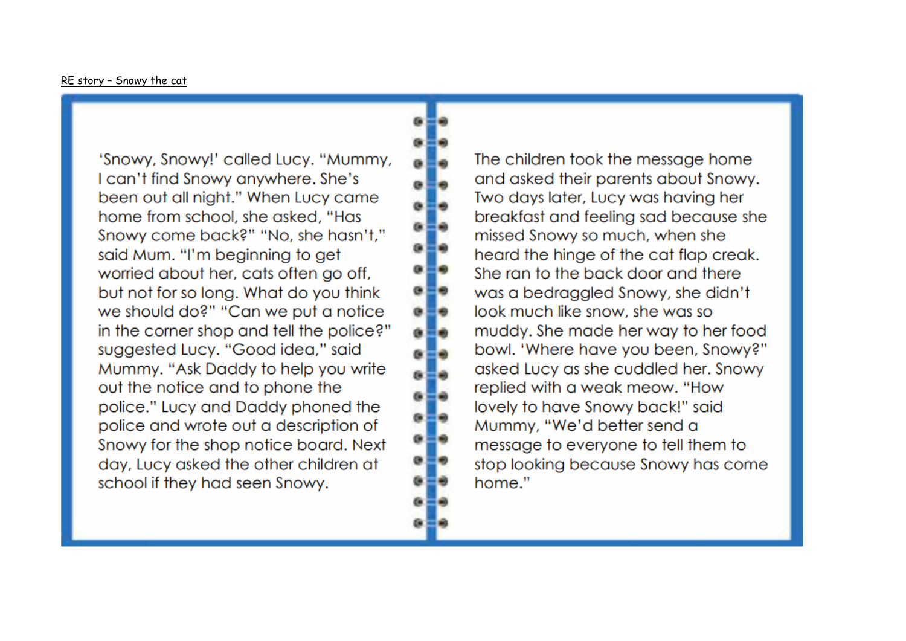RE story – Snowy the cat

'Snowy, Snowy!' called Lucy. "Mummy, I can't find Snowy anywhere. She's been out all night." When Lucy came home from school, she asked, "Has Snowy come back?" "No, she hasn't," said Mum. "I'm beginning to get worried about her, cats often go off, but not for so long. What do you think we should do?" "Can we put a notice in the corner shop and tell the police?" suggested Lucy. "Good idea," said Mummy. "Ask Daddy to help you write out the notice and to phone the police." Lucy and Daddy phoned the police and wrote out a description of Snowy for the shop notice board. Next day, Lucy asked the other children at school if they had seen Snowy.

The children took the message home and asked their parents about Snowy. Two days later, Lucy was having her breakfast and feeling sad because she missed Snowy so much, when she heard the hinge of the cat flap creak. She ran to the back door and there was a bedraggled Snowy, she didn't look much like snow, she was so muddy. She made her way to her food bowl. 'Where have you been, Snowy?" asked Lucy as she cuddled her. Snowy replied with a weak meow. "How lovely to have Snowy back!" said Mummy, "We'd better send a message to everyone to tell them to stop looking because Snowy has come home."